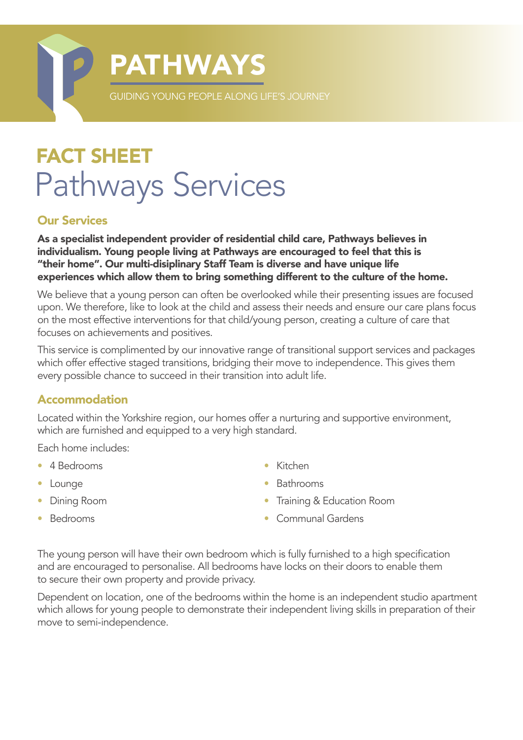# PATHWAYS

GUIDING YOUNG PEOPLE ALONG LIFE'S JOURNEY

## FACT SHEET

# Pathways Services

### Our Services

**As a specialist independent provider of residential child care, Pathways believes in individualism. Young people living at Pathways are encouraged to feel that this is "their home". Our multi-disiplinary Staff Team is diverse and have unique life experiences which allow them to bring something different to the culture of the home.**

We believe that a young person can often be overlooked while their presenting issues are focused upon. We therefore, like to look at the child and assess their needs and ensure our care plans focus on the most effective interventions for that child/young person, creating a culture of care that focuses on achievements and positives.

This service is complimented by our innovative range of transitional support services and packages which offer effective staged transitions, bridging their move to independence. This gives them every possible chance to succeed in their transition into adult life.

### Accommodation

Located within the Yorkshire region, our homes offer a nurturing and supportive environment, which are furnished and equipped to a very high standard.

Each home includes:

- 4 Bedrooms
- Lounge
- Dining Room
- Bedrooms
- Kitchen
- Bathrooms
- Training & Education Room
- Communal Gardens

The young person will have their own bedroom which is fully furnished to a high specification and are encouraged to personalise. All bedrooms have locks on their doors to enable them to secure their own property and provide privacy.

Dependent on location, one of the bedrooms within the home is an independent studio apartment which allows for young people to demonstrate their independent living skills in preparation of their move to semi-independence.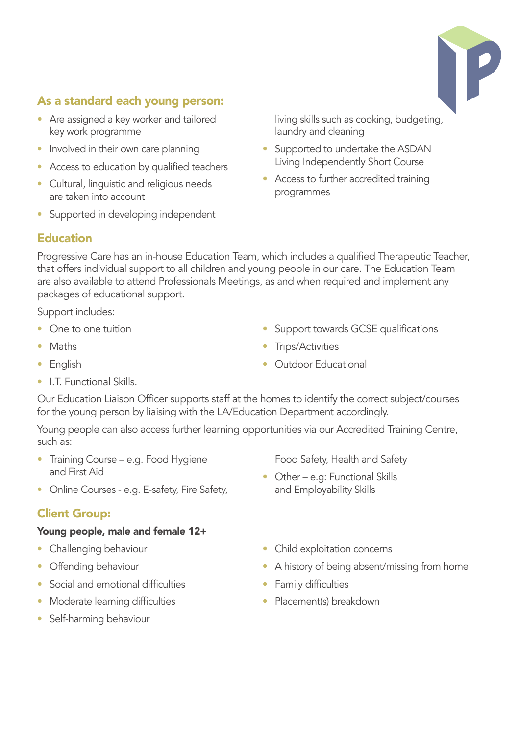## As a standard each young person:

- Are assigned a key worker and tailored key work programme
- Involved in their own care planning
- Access to education by qualified teachers
- Cultural, linguistic and religious needs are taken into account
- Supported in developing independent living skills such as cooking, budgeting, laundry and cleaning
- Supported to undertake the ASDAN Living Independently Short Course
- Access to further accredited training programmes

## Education

Progressive Care has an in-house Education Team, which includes a qualified Therapeutic Teacher, that offers individual support to all children and young people in our care. The Education Team are also available to attend Professionals Meetings, as and when required and implement any packages of educational support.

Support includes:

- One to one tuition
- Maths
- English
- I.T. Functional Skills.
- Support towards GCSE qualifications
- Trips/Activities
- Outdoor Educational

Our Education Liaison Officer supports staff at the homes to identify the correct subject/courses for the young person by liaising with the LA/Education Department accordingly.

Young people can also access further learning opportunities via our Accredited Training Centre, such as:

- Training Course – e.g. Food Hygiene and First Aid
- Online Courses - e.g. E-safety, Fire Safety, Food Safety, Health and Safety
- Other – e.g: Functional Skills and Employability Skills

## Client Group:

**Young people, male and female 12+**

- Challenging behaviour
- Offending behaviour
- Social and emotional difficulties
- Moderate learning difficulties
- Self-harming behaviour
- Child exploitation concerns
- A history of being absent/missing from home
- Family difficulties
- Placement(s) breakdown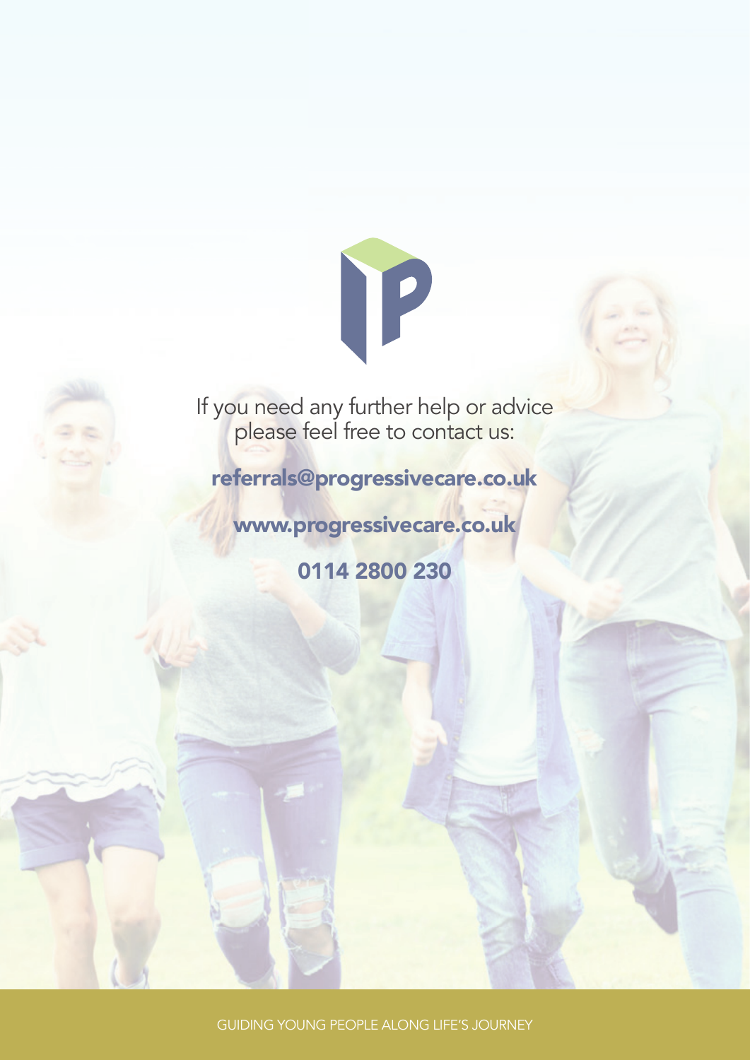If you need any further help or advice please feel free to contact us:

**referrals@progressivecare.co.uk**

**www.progressivecare.co.uk**

**0114 2800 230**

GUIDING YOUNG PEOPLE ALONG LIFE'S JOURNEY